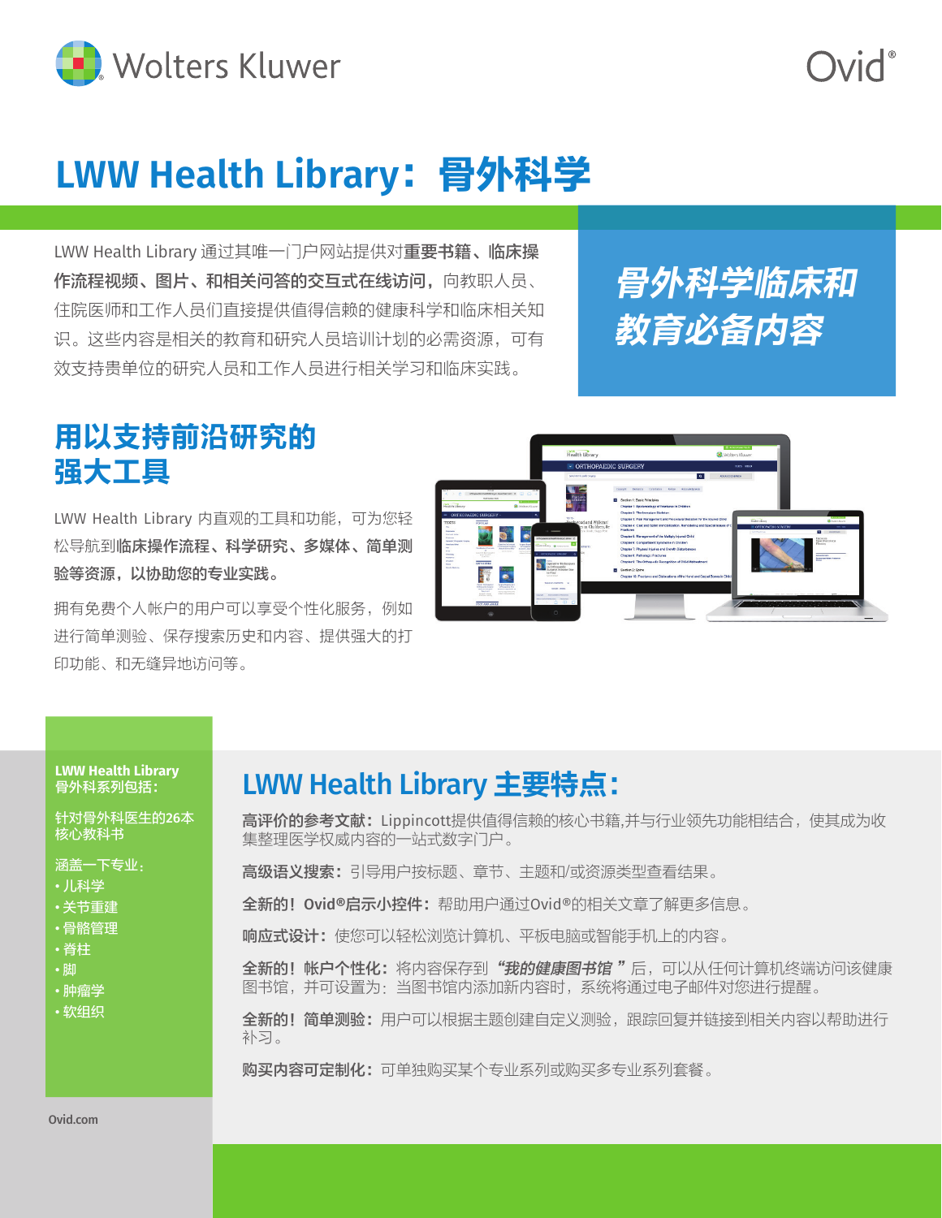# LWW Health Library：骨外科学

LWW Health Library 通过其唯一门户网站提供对**重要书籍、临床操作流程视频、图片、和相关问答的交互式在线访问**，向教职人员、住院医师和工作人员们直接提供值得信赖的健康科学和临床相关知识。这些内容是相关的教育和研究人员培训计划的必需资源，可有效支持贵单位的研究人员和工作人员进行相关学习和临床实践。

***骨外科学临床和教育必备内容***

## 用以支持前沿研究的强大工具

LWW Health Library 内直观的工具和功能，可为您轻松导航到**临床操作流程、科学研究、多媒体、简单测验等资源，以协助您的专业实践。**

拥有免费个人帐户的用户可以享受个性化服务，例如进行简单测验、保存搜索历史和内容、提供强大的打印功能、和无缝异地访问等。

**LWW Health Library 骨外科系列包括：**

针对骨外科医生的26本核心教科书

涵盖一下专业：
- 儿科学
- 关节重建
- 骨骼管理
- 脊柱
- 脚
- 肿瘤学
- 软组织

## LWW Health Library 主要特点：

**高评价的参考文献：**Lippincott提供值得信赖的核心书籍,并与行业领先功能相结合，使其成为收集整理医学权威内容的一站式数字门户。

**高级语义搜索：**引导用户按标题、章节、主题和/或资源类型查看结果。

**全新的！Ovid®启示小控件：**帮助用户通过Ovid®的相关文章了解更多信息。

**响应式设计：**使您可以轻松浏览计算机、平板电脑或智能手机上的内容。

**全新的！帐户个性化：**将内容保存到 ***"我的健康图书馆 "***后，可以从任何计算机终端访问该健康图书馆，并可设置为：当图书馆内添加新内容时，系统将通过电子邮件对您进行提醒。

**全新的！简单测验：**用户可以根据主题创建自定义测验，跟踪回复并链接到相关内容以帮助进行补习。

**购买内容可定制化：**可单独购买某个专业系列或购买多专业系列套餐。

Ovid.com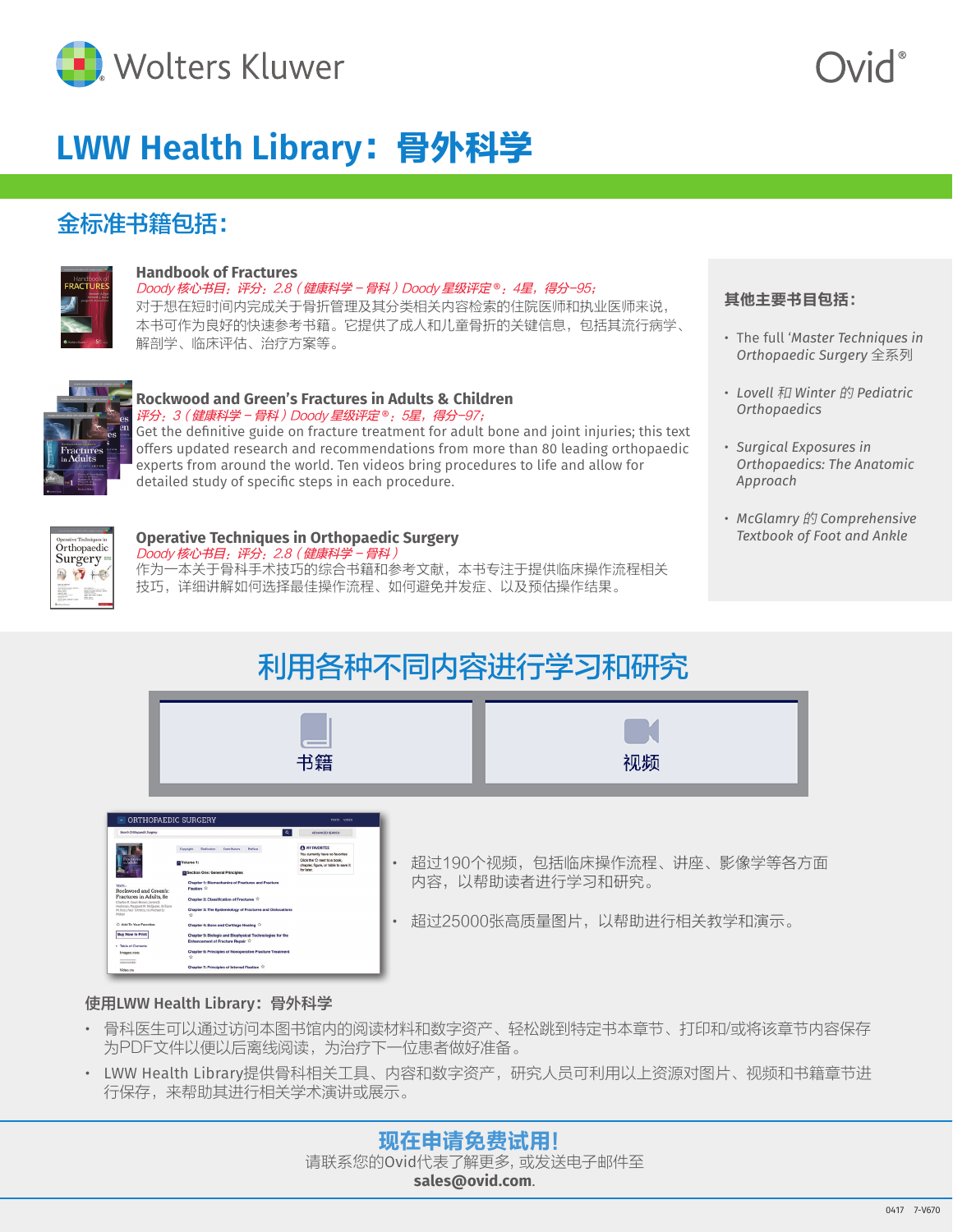Wolters Kluwer

Ovid®

# LWW Health Library：骨外科学

## 金标准书籍包括：

**Handbook of Fractures**
*Doody 核心书目；评分：2.8（健康科学 – 骨科）Doody 星级评定®：4星，得分–95；*
对于想在短时间内完成关于骨折管理及其分类相关内容检索的住院医师和执业医师来说，本书可作为良好的快速参考书籍。它提供了成人和儿童骨折的关键信息，包括其流行病学、解剖学、临床评估、治疗方案等。

**Rockwood and Green's Fractures in Adults & Children**
*评分：3（健康科学 – 骨科）Doody 星级评定®：5星，得分–97；*
Get the definitive guide on fracture treatment for adult bone and joint injuries; this text offers updated research and recommendations from more than 80 leading orthopaedic experts from around the world. Ten videos bring procedures to life and allow for detailed study of specific steps in each procedure.

**Operative Techniques in Orthopaedic Surgery**
*Doody 核心书目；评分：2.8（健康科学 – 骨科）*
作为一本关于骨科手术技巧的综合书籍和参考文献，本书专注于提供临床操作流程相关技巧，详细讲解如何选择最佳操作流程、如何避免并发症、以及预估操作结果。

### 其他主要书目包括：

- The full '*Master Techniques in Orthopaedic Surgery* 全系列
- *Lovell 和 Winter 的 Pediatric Orthopaedics*
- *Surgical Exposures in Orthopaedics: The Anatomic Approach*
- *McGlamry 的 Comprehensive Textbook of Foot and Ankle*

## 利用各种不同内容进行学习和研究

书籍 | 视频

- 超过190个视频，包括临床操作流程、讲座、影像学等各方面内容，以帮助读者进行学习和研究。
- 超过25000张高质量图片，以帮助进行相关教学和演示。

### 使用LWW Health Library：骨外科学

- 骨科医生可以通过访问本图书馆内的阅读材料和数字资产、轻松跳到特定书本章节、打印和/或将该章节内容保存为PDF文件以便以后离线阅读，为治疗下一位患者做好准备。
- LWW Health Library提供骨科相关工具、内容和数字资产，研究人员可利用以上资源对图片、视频和书籍章节进行保存，来帮助其进行相关学术演讲或展示。

**现在申请免费试用！**
请联系您的Ovid代表了解更多，或发送电子邮件至
**sales@ovid.com**.

0417 7-V670